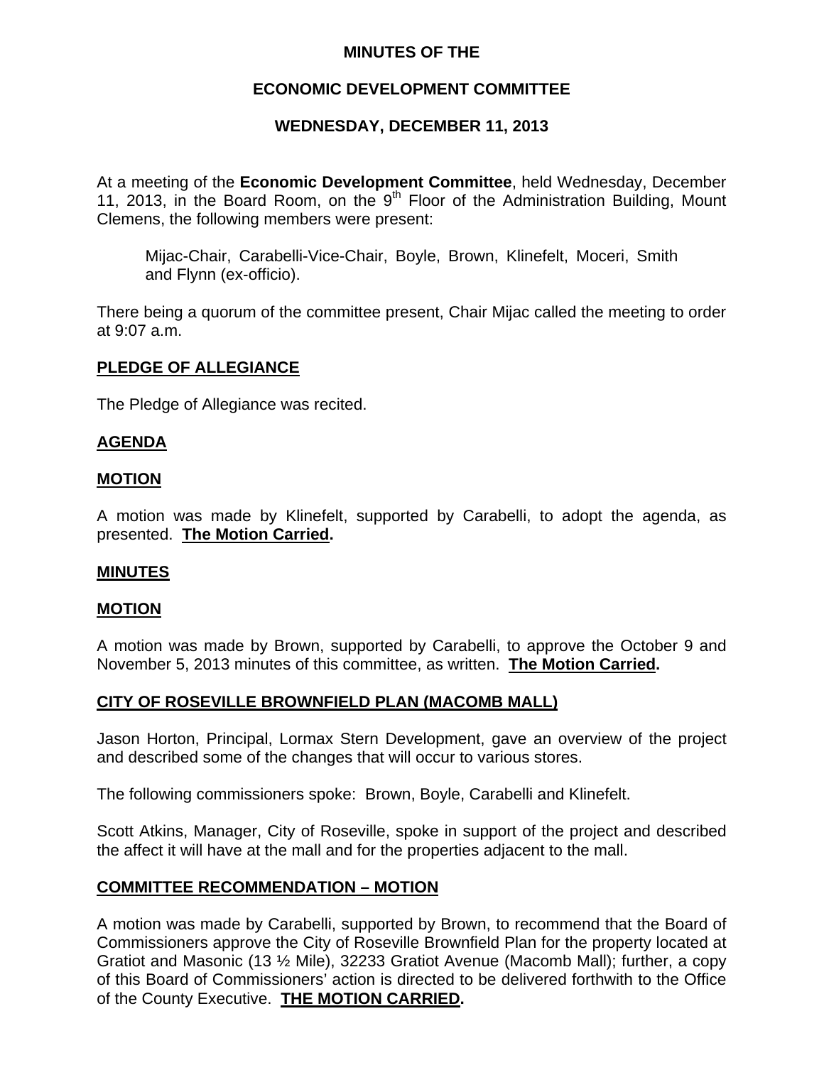**MINUTES OF THE**

**ECONOMIC DEVELOPMENT COMMITTEE**

**WEDNESDAY, DECEMBER 11, 2013**

At a meeting of the **Economic Development Committee**, held Wednesday, December 11, 2013, in the Board Room, on the 9th Floor of the Administration Building, Mount Clemens, the following members were present:

> Mijac-Chair, Carabelli-Vice-Chair, Boyle, Brown, Klinefelt, Moceri, Smith and Flynn (ex-officio).

There being a quorum of the committee present, Chair Mijac called the meeting to order at 9:07 a.m.

**PLEDGE OF ALLEGIANCE**

The Pledge of Allegiance was recited.

**AGENDA**

**MOTION**

A motion was made by Klinefelt, supported by Carabelli, to adopt the agenda, as presented. **The Motion Carried.**

**MINUTES**

**MOTION**

A motion was made by Brown, supported by Carabelli, to approve the October 9 and November 5, 2013 minutes of this committee, as written. **The Motion Carried.**

**CITY OF ROSEVILLE BROWNFIELD PLAN (MACOMB MALL)**

Jason Horton, Principal, Lormax Stern Development, gave an overview of the project and described some of the changes that will occur to various stores.

The following commissioners spoke: Brown, Boyle, Carabelli and Klinefelt.

Scott Atkins, Manager, City of Roseville, spoke in support of the project and described the affect it will have at the mall and for the properties adjacent to the mall.

**COMMITTEE RECOMMENDATION – MOTION**

A motion was made by Carabelli, supported by Brown, to recommend that the Board of Commissioners approve the City of Roseville Brownfield Plan for the property located at Gratiot and Masonic (13 ½ Mile), 32233 Gratiot Avenue (Macomb Mall); further, a copy of this Board of Commissioners' action is directed to be delivered forthwith to the Office of the County Executive. **THE MOTION CARRIED.**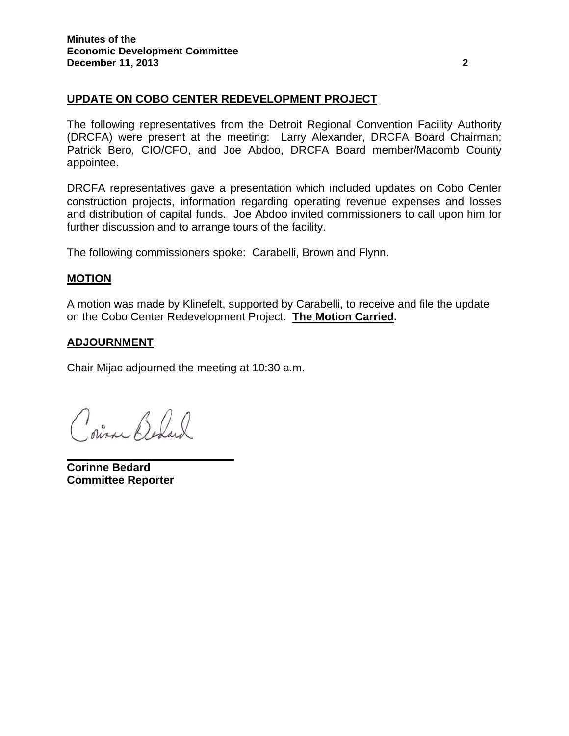## UPDATE ON COBO CENTER REDEVELOPMENT PROJECT

The following representatives from the Detroit Regional Convention Facility Authority (DRCFA) were present at the meeting: Larry Alexander, DRCFA Board Chairman; Patrick Bero, CIO/CFO, and Joe Abdoo, DRCFA Board member/Macomb County appointee.

DRCFA representatives gave a presentation which included updates on Cobo Center construction projects, information regarding operating revenue expenses and losses and distribution of capital funds. Joe Abdoo invited commissioners to call upon him for further discussion and to arrange tours of the facility.

The following commissioners spoke: Carabelli, Brown and Flynn.

## MOTION

A motion was made by Klinefelt, supported by Carabelli, to receive and file the update on the Cobo Center Redevelopment Project. **The Motion Carried.**

## ADJOURNMENT

Chair Mijac adjourned the meeting at 10:30 a.m.

**Corinne Bedard**
**Committee Reporter**